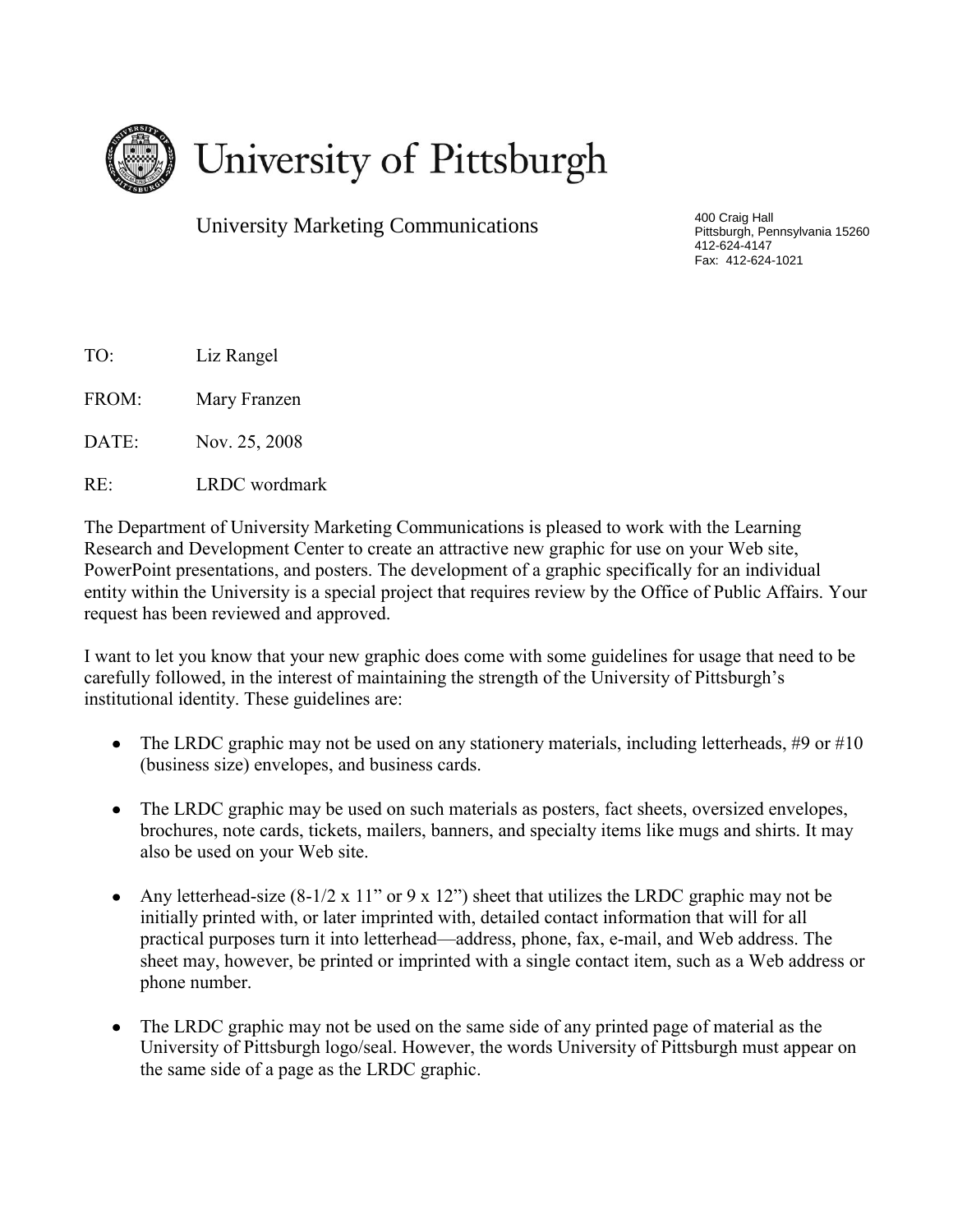# University of Pittsburgh

University Marketing Communications

400 Craig Hall
Pittsburgh, Pennsylvania 15260
412-624-4147
Fax: 412-624-1021

TO: Liz Rangel

FROM: Mary Franzen

DATE: Nov. 25, 2008

RE: LRDC wordmark

The Department of University Marketing Communications is pleased to work with the Learning Research and Development Center to create an attractive new graphic for use on your Web site, PowerPoint presentations, and posters. The development of a graphic specifically for an individual entity within the University is a special project that requires review by the Office of Public Affairs. Your request has been reviewed and approved.

I want to let you know that your new graphic does come with some guidelines for usage that need to be carefully followed, in the interest of maintaining the strength of the University of Pittsburgh's institutional identity. These guidelines are:

- The LRDC graphic may not be used on any stationery materials, including letterheads, #9 or #10 (business size) envelopes, and business cards.
- The LRDC graphic may be used on such materials as posters, fact sheets, oversized envelopes, brochures, note cards, tickets, mailers, banners, and specialty items like mugs and shirts. It may also be used on your Web site.
- Any letterhead-size (8-1/2 x 11" or 9 x 12") sheet that utilizes the LRDC graphic may not be initially printed with, or later imprinted with, detailed contact information that will for all practical purposes turn it into letterhead—address, phone, fax, e-mail, and Web address. The sheet may, however, be printed or imprinted with a single contact item, such as a Web address or phone number.
- The LRDC graphic may not be used on the same side of any printed page of material as the University of Pittsburgh logo/seal. However, the words University of Pittsburgh must appear on the same side of a page as the LRDC graphic.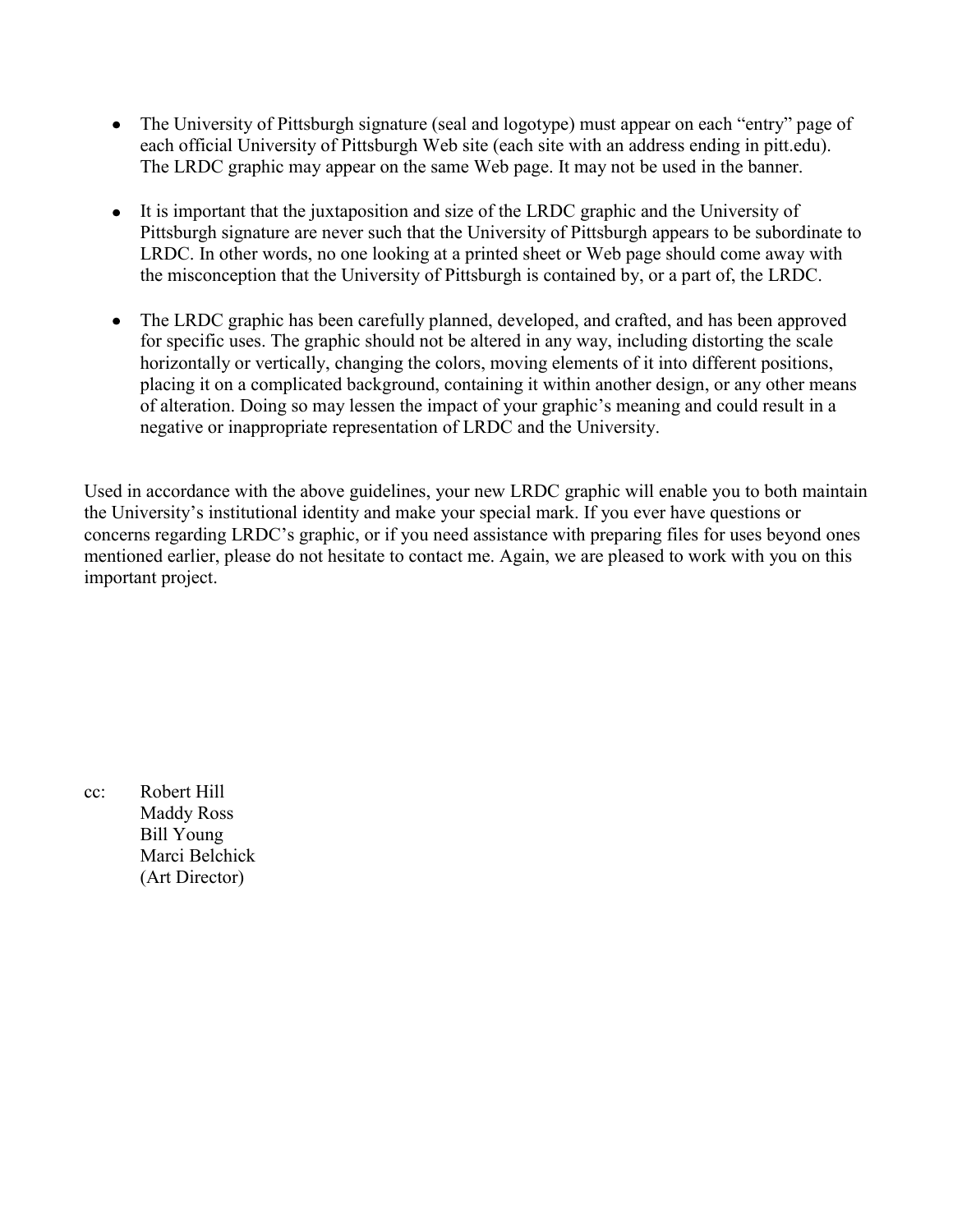- The University of Pittsburgh signature (seal and logotype) must appear on each "entry" page of each official University of Pittsburgh Web site (each site with an address ending in pitt.edu). The LRDC graphic may appear on the same Web page. It may not be used in the banner.

- It is important that the juxtaposition and size of the LRDC graphic and the University of Pittsburgh signature are never such that the University of Pittsburgh appears to be subordinate to LRDC. In other words, no one looking at a printed sheet or Web page should come away with the misconception that the University of Pittsburgh is contained by, or a part of, the LRDC.

- The LRDC graphic has been carefully planned, developed, and crafted, and has been approved for specific uses. The graphic should not be altered in any way, including distorting the scale horizontally or vertically, changing the colors, moving elements of it into different positions, placing it on a complicated background, containing it within another design, or any other means of alteration. Doing so may lessen the impact of your graphic's meaning and could result in a negative or inappropriate representation of LRDC and the University.

Used in accordance with the above guidelines, your new LRDC graphic will enable you to both maintain the University's institutional identity and make your special mark. If you ever have questions or concerns regarding LRDC's graphic, or if you need assistance with preparing files for uses beyond ones mentioned earlier, please do not hesitate to contact me. Again, we are pleased to work with you on this important project.

cc: Robert Hill
Maddy Ross
Bill Young
Marci Belchick
(Art Director)